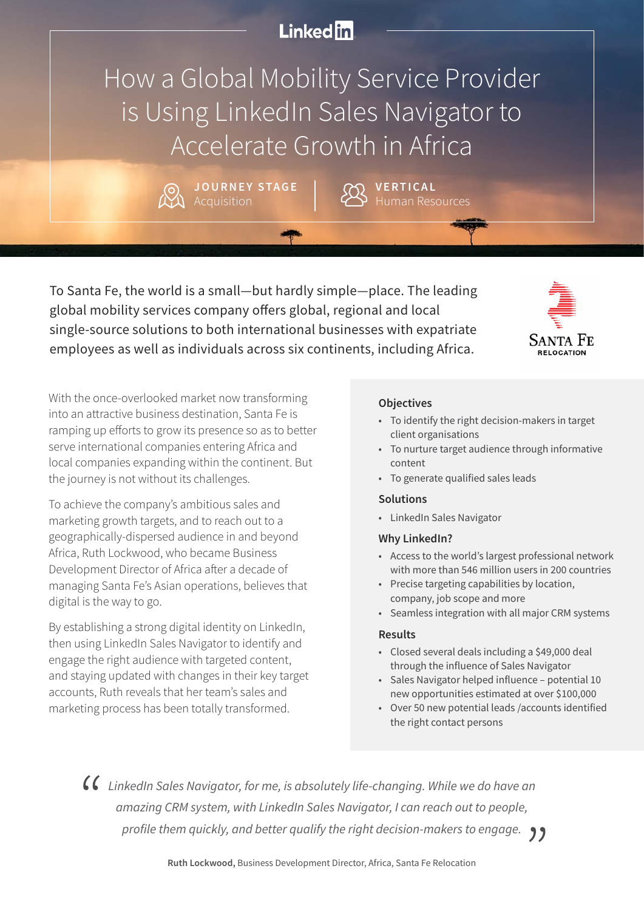LinkedIn

# How a Global Mobility Service Provider is Using LinkedIn Sales Navigator to Accelerate Growth in Africa

**JOURNEY STAGE**
Acquisition

**VERTICAL**
Human Resources

To Santa Fe, the world is a small—but hardly simple—place. The leading global mobility services company offers global, regional and local single-source solutions to both international businesses with expatriate employees as well as individuals across six continents, including Africa.

SANTA FE RELOCATION

With the once-overlooked market now transforming into an attractive business destination, Santa Fe is ramping up efforts to grow its presence so as to better serve international companies entering Africa and local companies expanding within the continent. But the journey is not without its challenges.

To achieve the company's ambitious sales and marketing growth targets, and to reach out to a geographically-dispersed audience in and beyond Africa, Ruth Lockwood, who became Business Development Director of Africa after a decade of managing Santa Fe's Asian operations, believes that digital is the way to go.

By establishing a strong digital identity on LinkedIn, then using LinkedIn Sales Navigator to identify and engage the right audience with targeted content, and staying updated with changes in their key target accounts, Ruth reveals that her team's sales and marketing process has been totally transformed.

### Objectives

- To identify the right decision-makers in target client organisations
- To nurture target audience through informative content
- To generate qualified sales leads

### Solutions

- LinkedIn Sales Navigator

### Why LinkedIn?

- Access to the world's largest professional network with more than 546 million users in 200 countries
- Precise targeting capabilities by location, company, job scope and more
- Seamless integration with all major CRM systems

### Results

- Closed several deals including a $49,000 deal through the influence of Sales Navigator
- Sales Navigator helped influence – potential 10 new opportunities estimated at over $100,000
- Over 50 new potential leads /accounts identified the right contact persons

> *"LinkedIn Sales Navigator, for me, is absolutely life-changing. While we do have an amazing CRM system, with LinkedIn Sales Navigator, I can reach out to people, profile them quickly, and better qualify the right decision-makers to engage."*

**Ruth Lockwood,** Business Development Director, Africa, Santa Fe Relocation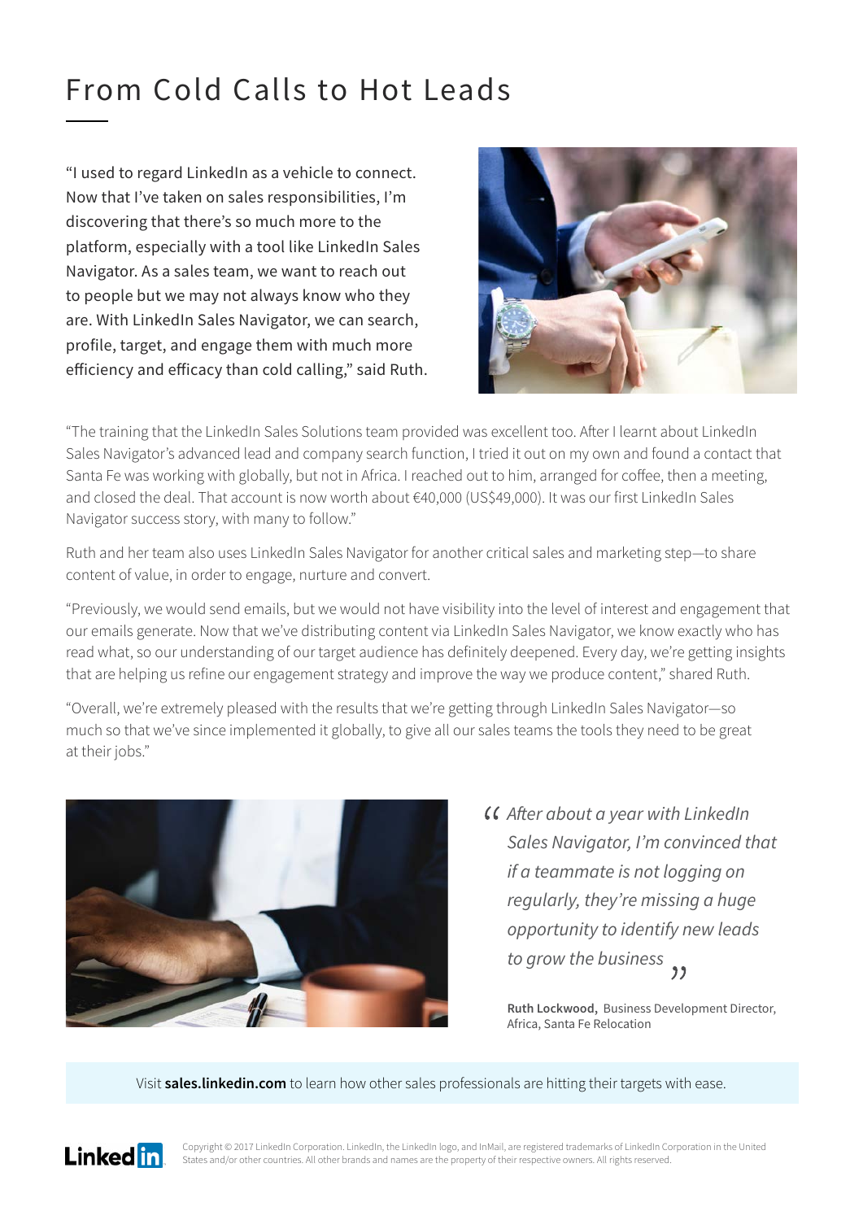# From Cold Calls to Hot Leads

"I used to regard LinkedIn as a vehicle to connect. Now that I've taken on sales responsibilities, I'm discovering that there's so much more to the platform, especially with a tool like LinkedIn Sales Navigator. As a sales team, we want to reach out to people but we may not always know who they are. With LinkedIn Sales Navigator, we can search, profile, target, and engage them with much more efficiency and efficacy than cold calling," said Ruth.

"The training that the LinkedIn Sales Solutions team provided was excellent too. After I learnt about LinkedIn Sales Navigator's advanced lead and company search function, I tried it out on my own and found a contact that Santa Fe was working with globally, but not in Africa. I reached out to him, arranged for coffee, then a meeting, and closed the deal. That account is now worth about €40,000 (US$49,000). It was our first LinkedIn Sales Navigator success story, with many to follow."

Ruth and her team also uses LinkedIn Sales Navigator for another critical sales and marketing step—to share content of value, in order to engage, nurture and convert.

"Previously, we would send emails, but we would not have visibility into the level of interest and engagement that our emails generate. Now that we've distributing content via LinkedIn Sales Navigator, we know exactly who has read what, so our understanding of our target audience has definitely deepened. Every day, we're getting insights that are helping us refine our engagement strategy and improve the way we produce content," shared Ruth.

"Overall, we're extremely pleased with the results that we're getting through LinkedIn Sales Navigator—so much so that we've since implemented it globally, to give all our sales teams the tools they need to be great at their jobs."

> *"After about a year with LinkedIn Sales Navigator, I'm convinced that if a teammate is not logging on regularly, they're missing a huge opportunity to identify new leads to grow the business"*
>
> **Ruth Lockwood,** Business Development Director, Africa, Santa Fe Relocation

Visit **sales.linkedin.com** to learn how other sales professionals are hitting their targets with ease.

Copyright © 2017 LinkedIn Corporation. LinkedIn, the LinkedIn logo, and InMail, are registered trademarks of LinkedIn Corporation in the United States and/or other countries. All other brands and names are the property of their respective owners. All rights reserved.